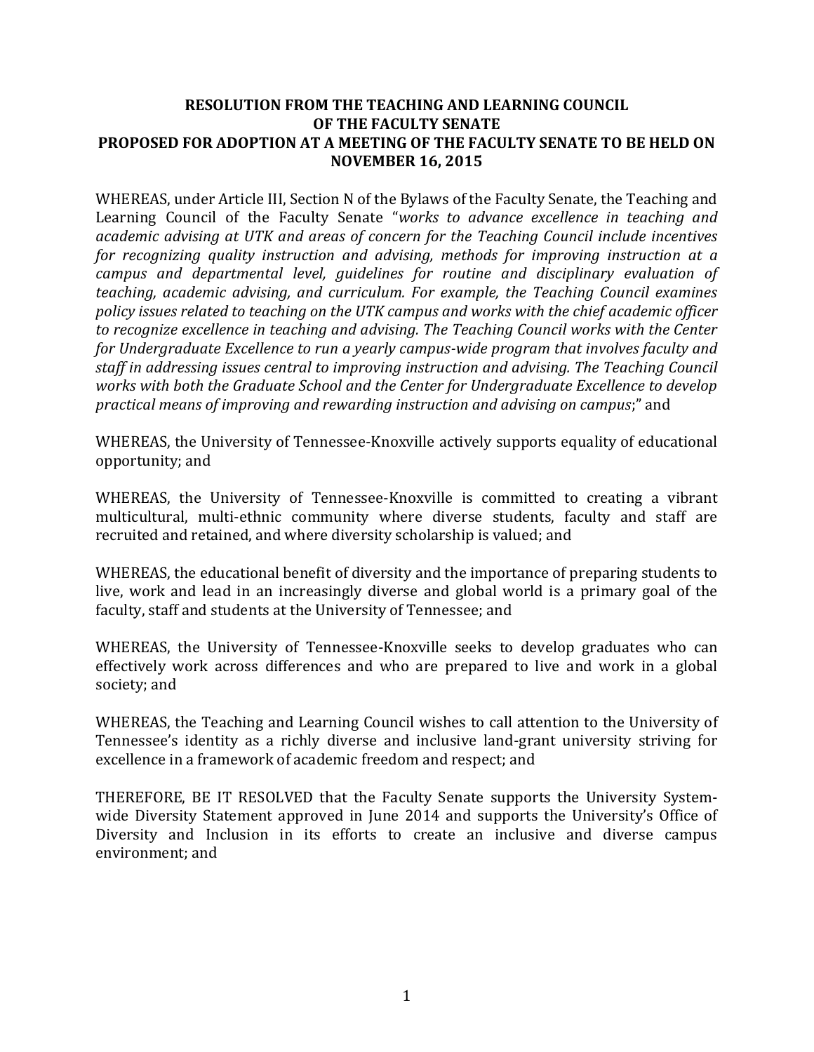**RESOLUTION FROM THE TEACHING AND LEARNING COUNCIL OF THE FACULTY SENATE PROPOSED FOR ADOPTION AT A MEETING OF THE FACULTY SENATE TO BE HELD ON NOVEMBER 16, 2015**

WHEREAS, under Article III, Section N of the Bylaws of the Faculty Senate, the Teaching and Learning Council of the Faculty Senate "*works to advance excellence in teaching and academic advising at UTK and areas of concern for the Teaching Council include incentives for recognizing quality instruction and advising, methods for improving instruction at a campus and departmental level, guidelines for routine and disciplinary evaluation of teaching, academic advising, and curriculum. For example, the Teaching Council examines policy issues related to teaching on the UTK campus and works with the chief academic officer to recognize excellence in teaching and advising. The Teaching Council works with the Center for Undergraduate Excellence to run a yearly campus-wide program that involves faculty and staff in addressing issues central to improving instruction and advising. The Teaching Council works with both the Graduate School and the Center for Undergraduate Excellence to develop practical means of improving and rewarding instruction and advising on campus*;" and

WHEREAS, the University of Tennessee-Knoxville actively supports equality of educational opportunity; and

WHEREAS, the University of Tennessee-Knoxville is committed to creating a vibrant multicultural, multi-ethnic community where diverse students, faculty and staff are recruited and retained, and where diversity scholarship is valued; and

WHEREAS, the educational benefit of diversity and the importance of preparing students to live, work and lead in an increasingly diverse and global world is a primary goal of the faculty, staff and students at the University of Tennessee; and

WHEREAS, the University of Tennessee-Knoxville seeks to develop graduates who can effectively work across differences and who are prepared to live and work in a global society; and

WHEREAS, the Teaching and Learning Council wishes to call attention to the University of Tennessee's identity as a richly diverse and inclusive land-grant university striving for excellence in a framework of academic freedom and respect; and

THEREFORE, BE IT RESOLVED that the Faculty Senate supports the University System-wide Diversity Statement approved in June 2014 and supports the University's Office of Diversity and Inclusion in its efforts to create an inclusive and diverse campus environment; and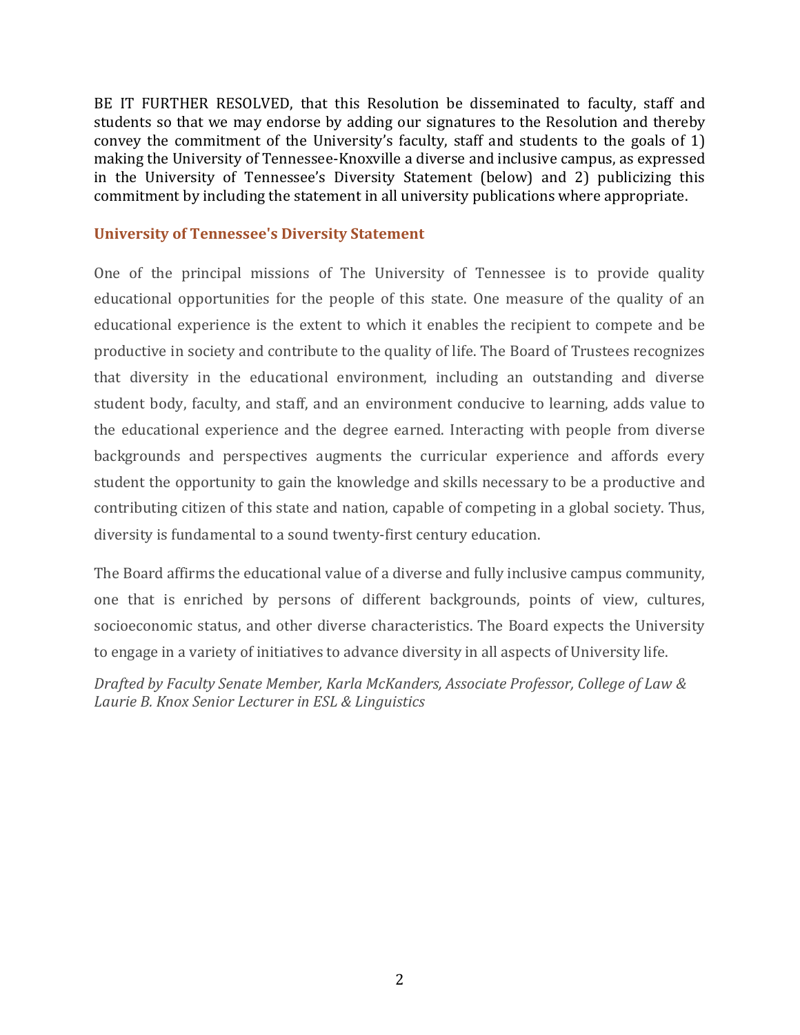BE IT FURTHER RESOLVED, that this Resolution be disseminated to faculty, staff and students so that we may endorse by adding our signatures to the Resolution and thereby convey the commitment of the University's faculty, staff and students to the goals of 1) making the University of Tennessee-Knoxville a diverse and inclusive campus, as expressed in the University of Tennessee's Diversity Statement (below) and 2) publicizing this commitment by including the statement in all university publications where appropriate.

### University of Tennessee's Diversity Statement

One of the principal missions of The University of Tennessee is to provide quality educational opportunities for the people of this state. One measure of the quality of an educational experience is the extent to which it enables the recipient to compete and be productive in society and contribute to the quality of life. The Board of Trustees recognizes that diversity in the educational environment, including an outstanding and diverse student body, faculty, and staff, and an environment conducive to learning, adds value to the educational experience and the degree earned. Interacting with people from diverse backgrounds and perspectives augments the curricular experience and affords every student the opportunity to gain the knowledge and skills necessary to be a productive and contributing citizen of this state and nation, capable of competing in a global society. Thus, diversity is fundamental to a sound twenty-first century education.

The Board affirms the educational value of a diverse and fully inclusive campus community, one that is enriched by persons of different backgrounds, points of view, cultures, socioeconomic status, and other diverse characteristics. The Board expects the University to engage in a variety of initiatives to advance diversity in all aspects of University life.

*Drafted by Faculty Senate Member, Karla McKanders, Associate Professor, College of Law & Laurie B. Knox Senior Lecturer in ESL & Linguistics*